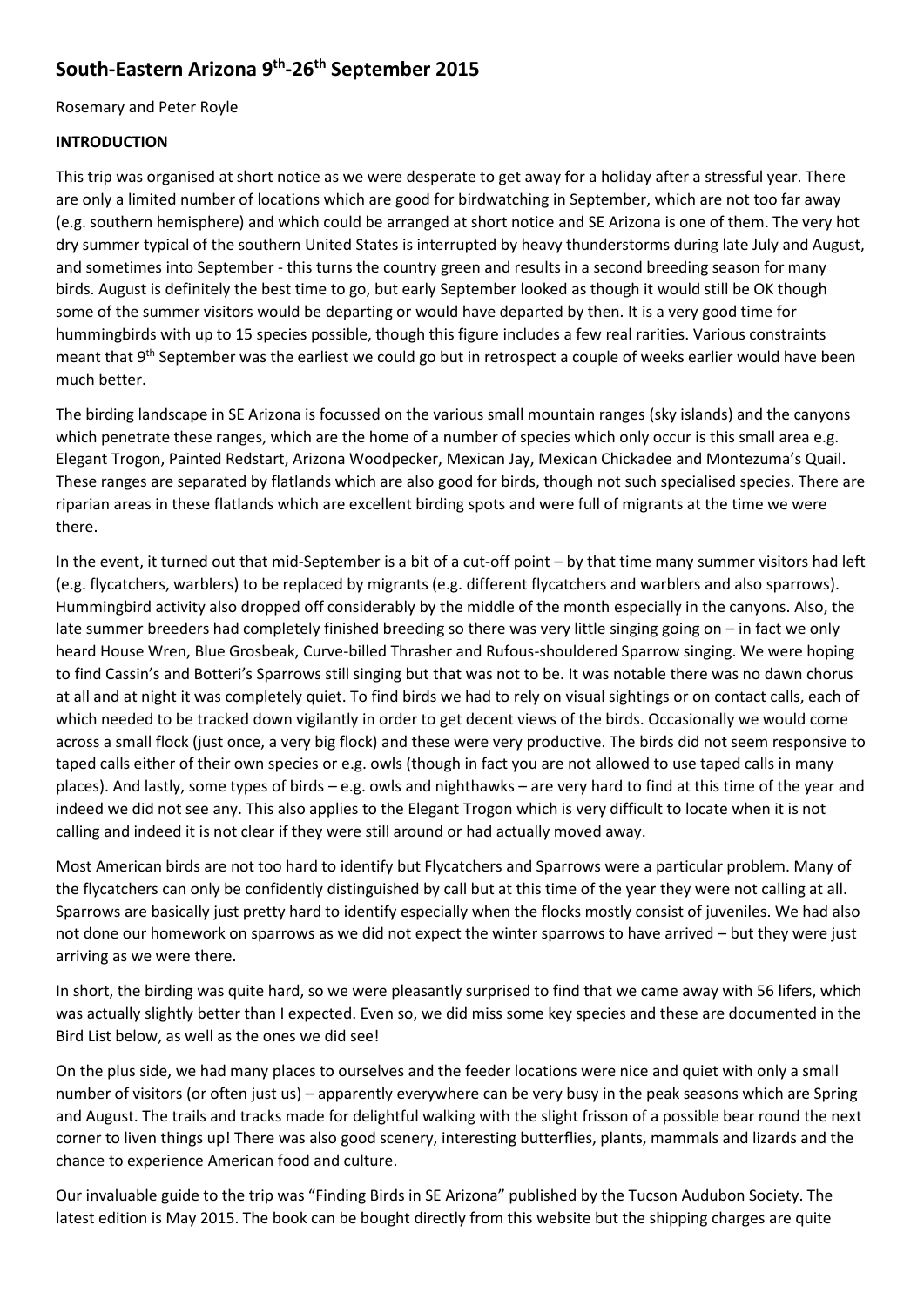# South-Eastern Arizona 9th-26th September 2015

Rosemary and Peter Royle

**INTRODUCTION**

This trip was organised at short notice as we were desperate to get away for a holiday after a stressful year. There are only a limited number of locations which are good for birdwatching in September, which are not too far away (e.g. southern hemisphere) and which could be arranged at short notice and SE Arizona is one of them. The very hot dry summer typical of the southern United States is interrupted by heavy thunderstorms during late July and August, and sometimes into September - this turns the country green and results in a second breeding season for many birds. August is definitely the best time to go, but early September looked as though it would still be OK though some of the summer visitors would be departing or would have departed by then. It is a very good time for hummingbirds with up to 15 species possible, though this figure includes a few real rarities. Various constraints meant that 9th September was the earliest we could go but in retrospect a couple of weeks earlier would have been much better.

The birding landscape in SE Arizona is focussed on the various small mountain ranges (sky islands) and the canyons which penetrate these ranges, which are the home of a number of species which only occur is this small area e.g. Elegant Trogon, Painted Redstart, Arizona Woodpecker, Mexican Jay, Mexican Chickadee and Montezuma's Quail. These ranges are separated by flatlands which are also good for birds, though not such specialised species. There are riparian areas in these flatlands which are excellent birding spots and were full of migrants at the time we were there.

In the event, it turned out that mid-September is a bit of a cut-off point – by that time many summer visitors had left (e.g. flycatchers, warblers) to be replaced by migrants (e.g. different flycatchers and warblers and also sparrows). Hummingbird activity also dropped off considerably by the middle of the month especially in the canyons. Also, the late summer breeders had completely finished breeding so there was very little singing going on – in fact we only heard House Wren, Blue Grosbeak, Curve-billed Thrasher and Rufous-shouldered Sparrow singing. We were hoping to find Cassin's and Botteri's Sparrows still singing but that was not to be. It was notable there was no dawn chorus at all and at night it was completely quiet. To find birds we had to rely on visual sightings or on contact calls, each of which needed to be tracked down vigilantly in order to get decent views of the birds. Occasionally we would come across a small flock (just once, a very big flock) and these were very productive. The birds did not seem responsive to taped calls either of their own species or e.g. owls (though in fact you are not allowed to use taped calls in many places). And lastly, some types of birds – e.g. owls and nighthawks – are very hard to find at this time of the year and indeed we did not see any. This also applies to the Elegant Trogon which is very difficult to locate when it is not calling and indeed it is not clear if they were still around or had actually moved away.

Most American birds are not too hard to identify but Flycatchers and Sparrows were a particular problem. Many of the flycatchers can only be confidently distinguished by call but at this time of the year they were not calling at all. Sparrows are basically just pretty hard to identify especially when the flocks mostly consist of juveniles. We had also not done our homework on sparrows as we did not expect the winter sparrows to have arrived – but they were just arriving as we were there.

In short, the birding was quite hard, so we were pleasantly surprised to find that we came away with 56 lifers, which was actually slightly better than I expected. Even so, we did miss some key species and these are documented in the Bird List below, as well as the ones we did see!

On the plus side, we had many places to ourselves and the feeder locations were nice and quiet with only a small number of visitors (or often just us) – apparently everywhere can be very busy in the peak seasons which are Spring and August. The trails and tracks made for delightful walking with the slight frisson of a possible bear round the next corner to liven things up! There was also good scenery, interesting butterflies, plants, mammals and lizards and the chance to experience American food and culture.

Our invaluable guide to the trip was "Finding Birds in SE Arizona" published by the Tucson Audubon Society. The latest edition is May 2015. The book can be bought directly from this website but the shipping charges are quite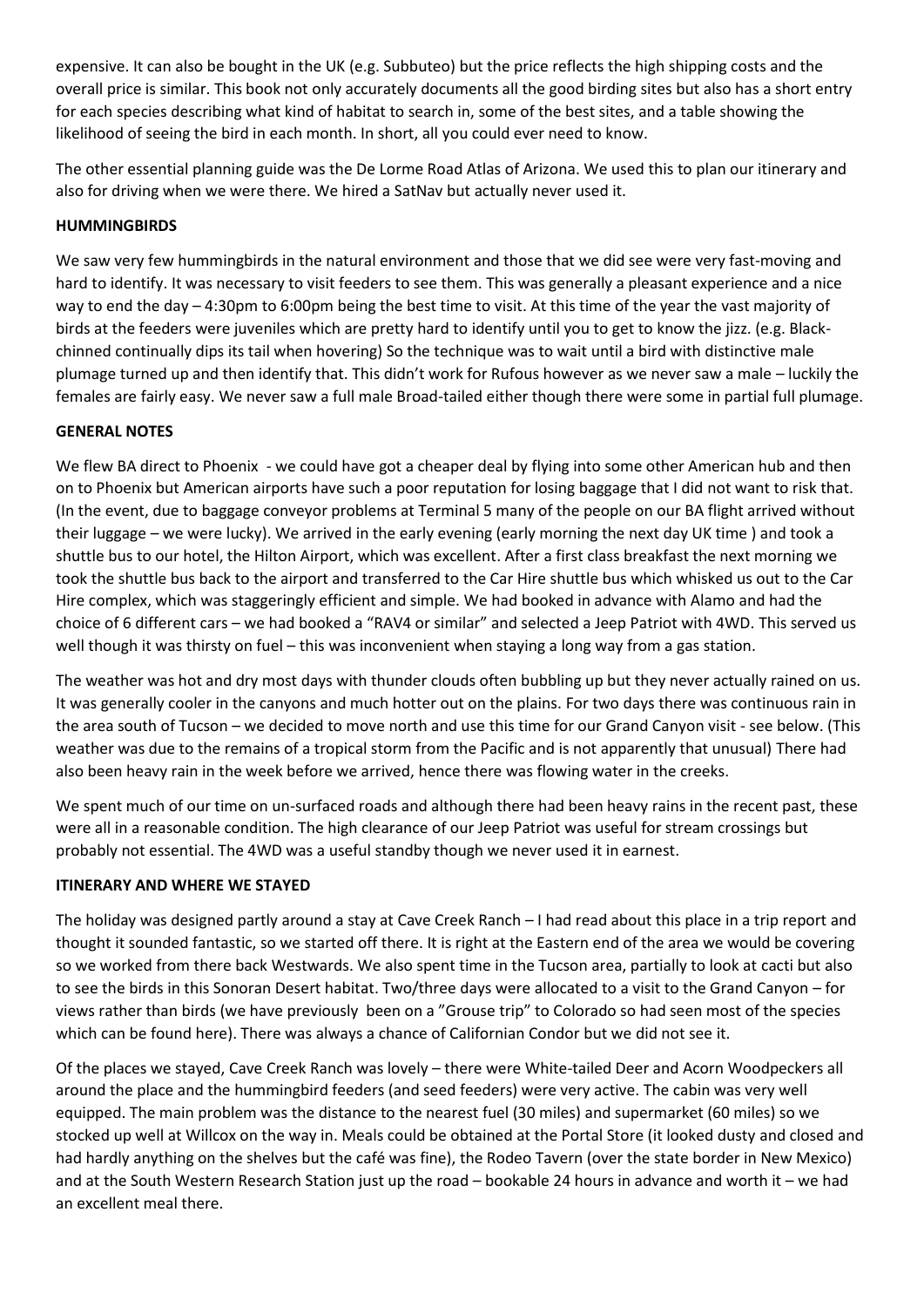expensive. It can also be bought in the UK (e.g. Subbuteo) but the price reflects the high shipping costs and the overall price is similar. This book not only accurately documents all the good birding sites but also has a short entry for each species describing what kind of habitat to search in, some of the best sites, and a table showing the likelihood of seeing the bird in each month. In short, all you could ever need to know.

The other essential planning guide was the De Lorme Road Atlas of Arizona. We used this to plan our itinerary and also for driving when we were there. We hired a SatNav but actually never used it.

**HUMMINGBIRDS**

We saw very few hummingbirds in the natural environment and those that we did see were very fast-moving and hard to identify. It was necessary to visit feeders to see them. This was generally a pleasant experience and a nice way to end the day – 4:30pm to 6:00pm being the best time to visit. At this time of the year the vast majority of birds at the feeders were juveniles which are pretty hard to identify until you to get to know the jizz. (e.g. Black-chinned continually dips its tail when hovering) So the technique was to wait until a bird with distinctive male plumage turned up and then identify that. This didn't work for Rufous however as we never saw a male – luckily the females are fairly easy. We never saw a full male Broad-tailed either though there were some in partial full plumage.

**GENERAL NOTES**

We flew BA direct to Phoenix - we could have got a cheaper deal by flying into some other American hub and then on to Phoenix but American airports have such a poor reputation for losing baggage that I did not want to risk that. (In the event, due to baggage conveyor problems at Terminal 5 many of the people on our BA flight arrived without their luggage – we were lucky). We arrived in the early evening (early morning the next day UK time ) and took a shuttle bus to our hotel, the Hilton Airport, which was excellent. After a first class breakfast the next morning we took the shuttle bus back to the airport and transferred to the Car Hire shuttle bus which whisked us out to the Car Hire complex, which was staggeringly efficient and simple. We had booked in advance with Alamo and had the choice of 6 different cars – we had booked a "RAV4 or similar" and selected a Jeep Patriot with 4WD. This served us well though it was thirsty on fuel – this was inconvenient when staying a long way from a gas station.

The weather was hot and dry most days with thunder clouds often bubbling up but they never actually rained on us. It was generally cooler in the canyons and much hotter out on the plains. For two days there was continuous rain in the area south of Tucson – we decided to move north and use this time for our Grand Canyon visit - see below. (This weather was due to the remains of a tropical storm from the Pacific and is not apparently that unusual) There had also been heavy rain in the week before we arrived, hence there was flowing water in the creeks.

We spent much of our time on un-surfaced roads and although there had been heavy rains in the recent past, these were all in a reasonable condition. The high clearance of our Jeep Patriot was useful for stream crossings but probably not essential. The 4WD was a useful standby though we never used it in earnest.

**ITINERARY AND WHERE WE STAYED**

The holiday was designed partly around a stay at Cave Creek Ranch – I had read about this place in a trip report and thought it sounded fantastic, so we started off there. It is right at the Eastern end of the area we would be covering so we worked from there back Westwards. We also spent time in the Tucson area, partially to look at cacti but also to see the birds in this Sonoran Desert habitat. Two/three days were allocated to a visit to the Grand Canyon – for views rather than birds (we have previously been on a "Grouse trip" to Colorado so had seen most of the species which can be found here). There was always a chance of Californian Condor but we did not see it.

Of the places we stayed, Cave Creek Ranch was lovely – there were White-tailed Deer and Acorn Woodpeckers all around the place and the hummingbird feeders (and seed feeders) were very active. The cabin was very well equipped. The main problem was the distance to the nearest fuel (30 miles) and supermarket (60 miles) so we stocked up well at Willcox on the way in. Meals could be obtained at the Portal Store (it looked dusty and closed and had hardly anything on the shelves but the café was fine), the Rodeo Tavern (over the state border in New Mexico) and at the South Western Research Station just up the road – bookable 24 hours in advance and worth it – we had an excellent meal there.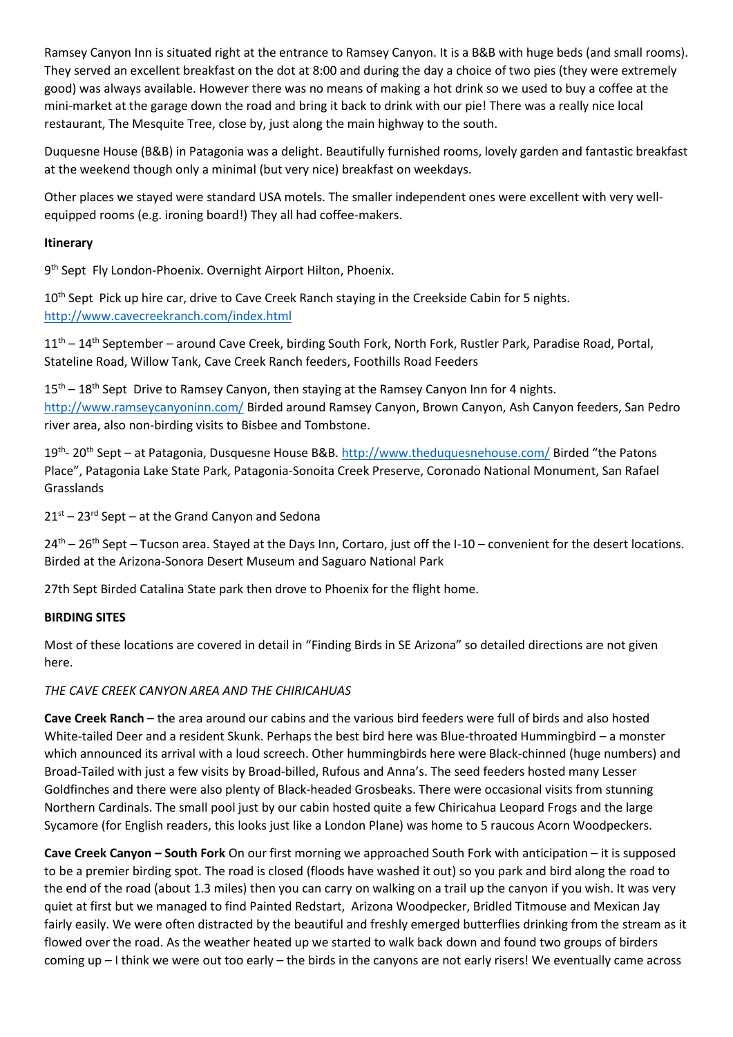Ramsey Canyon Inn is situated right at the entrance to Ramsey Canyon. It is a B&B with huge beds (and small rooms). They served an excellent breakfast on the dot at 8:00 and during the day a choice of two pies (they were extremely good) was always available. However there was no means of making a hot drink so we used to buy a coffee at the mini-market at the garage down the road and bring it back to drink with our pie! There was a really nice local restaurant, The Mesquite Tree, close by, just along the main highway to the south.

Duquesne House (B&B) in Patagonia was a delight. Beautifully furnished rooms, lovely garden and fantastic breakfast at the weekend though only a minimal (but very nice) breakfast on weekdays.

Other places we stayed were standard USA motels. The smaller independent ones were excellent with very well-equipped rooms (e.g. ironing board!) They all had coffee-makers.

**Itinerary**

9th Sept Fly London-Phoenix. Overnight Airport Hilton, Phoenix.

10th Sept Pick up hire car, drive to Cave Creek Ranch staying in the Creekside Cabin for 5 nights. http://www.cavecreekranch.com/index.html

11th – 14th September – around Cave Creek, birding South Fork, North Fork, Rustler Park, Paradise Road, Portal, Stateline Road, Willow Tank, Cave Creek Ranch feeders, Foothills Road Feeders

15th – 18th Sept Drive to Ramsey Canyon, then staying at the Ramsey Canyon Inn for 4 nights. http://www.ramseycanyoninn.com/ Birded around Ramsey Canyon, Brown Canyon, Ash Canyon feeders, San Pedro river area, also non-birding visits to Bisbee and Tombstone.

19th- 20th Sept – at Patagonia, Dusquesne House B&B. http://www.theduquesnehouse.com/ Birded "the Patons Place", Patagonia Lake State Park, Patagonia-Sonoita Creek Preserve, Coronado National Monument, San Rafael Grasslands

21st – 23rd Sept – at the Grand Canyon and Sedona

24th – 26th Sept – Tucson area. Stayed at the Days Inn, Cortaro, just off the I-10 – convenient for the desert locations. Birded at the Arizona-Sonora Desert Museum and Saguaro National Park

27th Sept Birded Catalina State park then drove to Phoenix for the flight home.

**BIRDING SITES**

Most of these locations are covered in detail in "Finding Birds in SE Arizona" so detailed directions are not given here.

*THE CAVE CREEK CANYON AREA AND THE CHIRICAHUAS*

**Cave Creek Ranch** – the area around our cabins and the various bird feeders were full of birds and also hosted White-tailed Deer and a resident Skunk. Perhaps the best bird here was Blue-throated Hummingbird – a monster which announced its arrival with a loud screech. Other hummingbirds here were Black-chinned (huge numbers) and Broad-Tailed with just a few visits by Broad-billed, Rufous and Anna's. The seed feeders hosted many Lesser Goldfinches and there were also plenty of Black-headed Grosbeaks. There were occasional visits from stunning Northern Cardinals. The small pool just by our cabin hosted quite a few Chiricahua Leopard Frogs and the large Sycamore (for English readers, this looks just like a London Plane) was home to 5 raucous Acorn Woodpeckers.

**Cave Creek Canyon – South Fork** On our first morning we approached South Fork with anticipation – it is supposed to be a premier birding spot. The road is closed (floods have washed it out) so you park and bird along the road to the end of the road (about 1.3 miles) then you can carry on walking on a trail up the canyon if you wish. It was very quiet at first but we managed to find Painted Redstart, Arizona Woodpecker, Bridled Titmouse and Mexican Jay fairly easily. We were often distracted by the beautiful and freshly emerged butterflies drinking from the stream as it flowed over the road. As the weather heated up we started to walk back down and found two groups of birders coming up – I think we were out too early – the birds in the canyons are not early risers! We eventually came across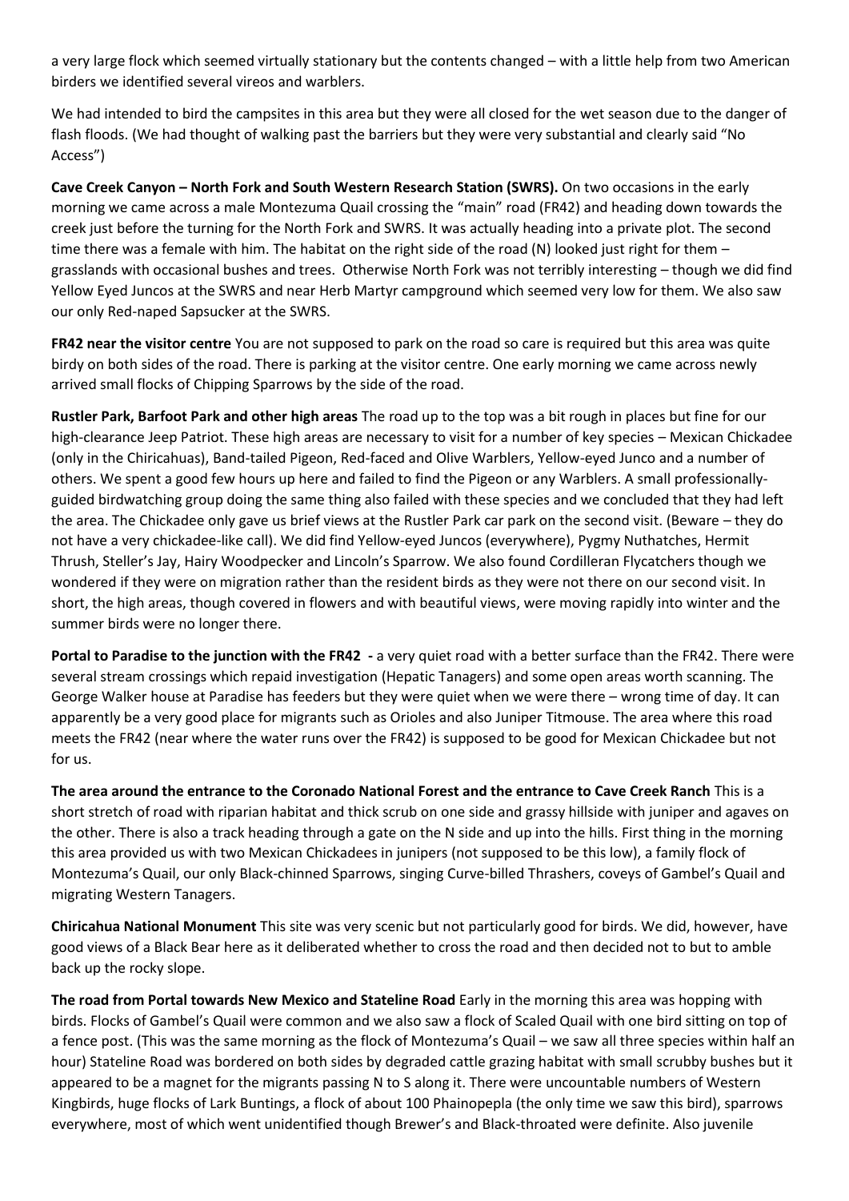a very large flock which seemed virtually stationary but the contents changed – with a little help from two American birders we identified several vireos and warblers.

We had intended to bird the campsites in this area but they were all closed for the wet season due to the danger of flash floods. (We had thought of walking past the barriers but they were very substantial and clearly said "No Access")

**Cave Creek Canyon – North Fork and South Western Research Station (SWRS).** On two occasions in the early morning we came across a male Montezuma Quail crossing the "main" road (FR42) and heading down towards the creek just before the turning for the North Fork and SWRS. It was actually heading into a private plot. The second time there was a female with him. The habitat on the right side of the road (N) looked just right for them – grasslands with occasional bushes and trees. Otherwise North Fork was not terribly interesting – though we did find Yellow Eyed Juncos at the SWRS and near Herb Martyr campground which seemed very low for them. We also saw our only Red-naped Sapsucker at the SWRS.

**FR42 near the visitor centre** You are not supposed to park on the road so care is required but this area was quite birdy on both sides of the road. There is parking at the visitor centre. One early morning we came across newly arrived small flocks of Chipping Sparrows by the side of the road.

**Rustler Park, Barfoot Park and other high areas** The road up to the top was a bit rough in places but fine for our high-clearance Jeep Patriot. These high areas are necessary to visit for a number of key species – Mexican Chickadee (only in the Chiricahuas), Band-tailed Pigeon, Red-faced and Olive Warblers, Yellow-eyed Junco and a number of others. We spent a good few hours up here and failed to find the Pigeon or any Warblers. A small professionally-guided birdwatching group doing the same thing also failed with these species and we concluded that they had left the area. The Chickadee only gave us brief views at the Rustler Park car park on the second visit. (Beware – they do not have a very chickadee-like call). We did find Yellow-eyed Juncos (everywhere), Pygmy Nuthatches, Hermit Thrush, Steller's Jay, Hairy Woodpecker and Lincoln's Sparrow. We also found Cordilleran Flycatchers though we wondered if they were on migration rather than the resident birds as they were not there on our second visit. In short, the high areas, though covered in flowers and with beautiful views, were moving rapidly into winter and the summer birds were no longer there.

**Portal to Paradise to the junction with the FR42 -** a very quiet road with a better surface than the FR42. There were several stream crossings which repaid investigation (Hepatic Tanagers) and some open areas worth scanning. The George Walker house at Paradise has feeders but they were quiet when we were there – wrong time of day. It can apparently be a very good place for migrants such as Orioles and also Juniper Titmouse. The area where this road meets the FR42 (near where the water runs over the FR42) is supposed to be good for Mexican Chickadee but not for us.

**The area around the entrance to the Coronado National Forest and the entrance to Cave Creek Ranch** This is a short stretch of road with riparian habitat and thick scrub on one side and grassy hillside with juniper and agaves on the other. There is also a track heading through a gate on the N side and up into the hills. First thing in the morning this area provided us with two Mexican Chickadees in junipers (not supposed to be this low), a family flock of Montezuma's Quail, our only Black-chinned Sparrows, singing Curve-billed Thrashers, coveys of Gambel's Quail and migrating Western Tanagers.

**Chiricahua National Monument** This site was very scenic but not particularly good for birds. We did, however, have good views of a Black Bear here as it deliberated whether to cross the road and then decided not to but to amble back up the rocky slope.

**The road from Portal towards New Mexico and Stateline Road** Early in the morning this area was hopping with birds. Flocks of Gambel's Quail were common and we also saw a flock of Scaled Quail with one bird sitting on top of a fence post. (This was the same morning as the flock of Montezuma's Quail – we saw all three species within half an hour) Stateline Road was bordered on both sides by degraded cattle grazing habitat with small scrubby bushes but it appeared to be a magnet for the migrants passing N to S along it. There were uncountable numbers of Western Kingbirds, huge flocks of Lark Buntings, a flock of about 100 Phainopepla (the only time we saw this bird), sparrows everywhere, most of which went unidentified though Brewer's and Black-throated were definite. Also juvenile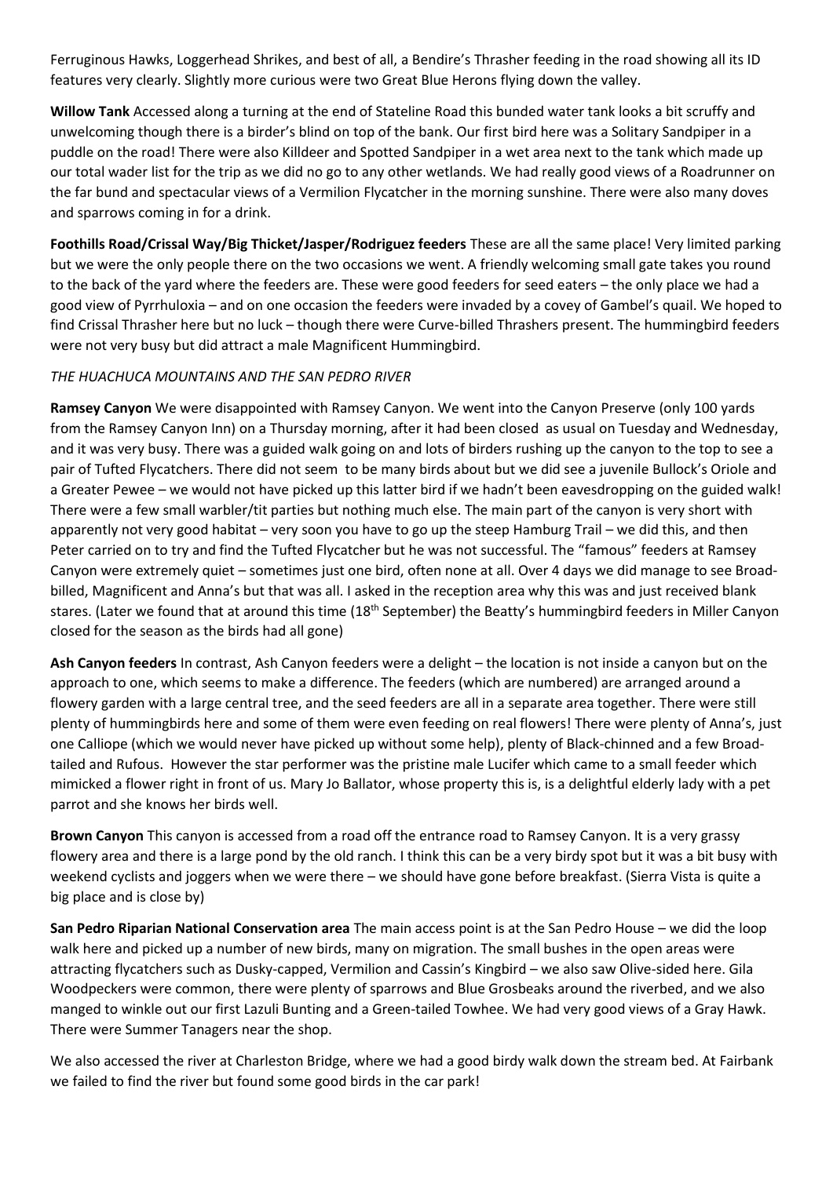Ferruginous Hawks, Loggerhead Shrikes, and best of all, a Bendire's Thrasher feeding in the road showing all its ID features very clearly. Slightly more curious were two Great Blue Herons flying down the valley.

**Willow Tank** Accessed along a turning at the end of Stateline Road this bunded water tank looks a bit scruffy and unwelcoming though there is a birder's blind on top of the bank. Our first bird here was a Solitary Sandpiper in a puddle on the road! There were also Killdeer and Spotted Sandpiper in a wet area next to the tank which made up our total wader list for the trip as we did no go to any other wetlands. We had really good views of a Roadrunner on the far bund and spectacular views of a Vermilion Flycatcher in the morning sunshine. There were also many doves and sparrows coming in for a drink.

**Foothills Road/Crissal Way/Big Thicket/Jasper/Rodriguez feeders** These are all the same place! Very limited parking but we were the only people there on the two occasions we went. A friendly welcoming small gate takes you round to the back of the yard where the feeders are. These were good feeders for seed eaters – the only place we had a good view of Pyrrhuloxia – and on one occasion the feeders were invaded by a covey of Gambel's quail. We hoped to find Crissal Thrasher here but no luck – though there were Curve-billed Thrashers present. The hummingbird feeders were not very busy but did attract a male Magnificent Hummingbird.

*THE HUACHUCA MOUNTAINS AND THE SAN PEDRO RIVER*

**Ramsey Canyon** We were disappointed with Ramsey Canyon. We went into the Canyon Preserve (only 100 yards from the Ramsey Canyon Inn) on a Thursday morning, after it had been closed as usual on Tuesday and Wednesday, and it was very busy. There was a guided walk going on and lots of birders rushing up the canyon to the top to see a pair of Tufted Flycatchers. There did not seem to be many birds about but we did see a juvenile Bullock's Oriole and a Greater Pewee – we would not have picked up this latter bird if we hadn't been eavesdropping on the guided walk! There were a few small warbler/tit parties but nothing much else. The main part of the canyon is very short with apparently not very good habitat – very soon you have to go up the steep Hamburg Trail – we did this, and then Peter carried on to try and find the Tufted Flycatcher but he was not successful. The "famous" feeders at Ramsey Canyon were extremely quiet – sometimes just one bird, often none at all. Over 4 days we did manage to see Broad-billed, Magnificent and Anna's but that was all. I asked in the reception area why this was and just received blank stares. (Later we found that at around this time (18th September) the Beatty's hummingbird feeders in Miller Canyon closed for the season as the birds had all gone)

**Ash Canyon feeders** In contrast, Ash Canyon feeders were a delight – the location is not inside a canyon but on the approach to one, which seems to make a difference. The feeders (which are numbered) are arranged around a flowery garden with a large central tree, and the seed feeders are all in a separate area together. There were still plenty of hummingbirds here and some of them were even feeding on real flowers! There were plenty of Anna's, just one Calliope (which we would never have picked up without some help), plenty of Black-chinned and a few Broad-tailed and Rufous. However the star performer was the pristine male Lucifer which came to a small feeder which mimicked a flower right in front of us. Mary Jo Ballator, whose property this is, is a delightful elderly lady with a pet parrot and she knows her birds well.

**Brown Canyon** This canyon is accessed from a road off the entrance road to Ramsey Canyon. It is a very grassy flowery area and there is a large pond by the old ranch. I think this can be a very birdy spot but it was a bit busy with weekend cyclists and joggers when we were there – we should have gone before breakfast. (Sierra Vista is quite a big place and is close by)

**San Pedro Riparian National Conservation area** The main access point is at the San Pedro House – we did the loop walk here and picked up a number of new birds, many on migration. The small bushes in the open areas were attracting flycatchers such as Dusky-capped, Vermilion and Cassin's Kingbird – we also saw Olive-sided here. Gila Woodpeckers were common, there were plenty of sparrows and Blue Grosbeaks around the riverbed, and we also manged to winkle out our first Lazuli Bunting and a Green-tailed Towhee. We had very good views of a Gray Hawk. There were Summer Tanagers near the shop.

We also accessed the river at Charleston Bridge, where we had a good birdy walk down the stream bed. At Fairbank we failed to find the river but found some good birds in the car park!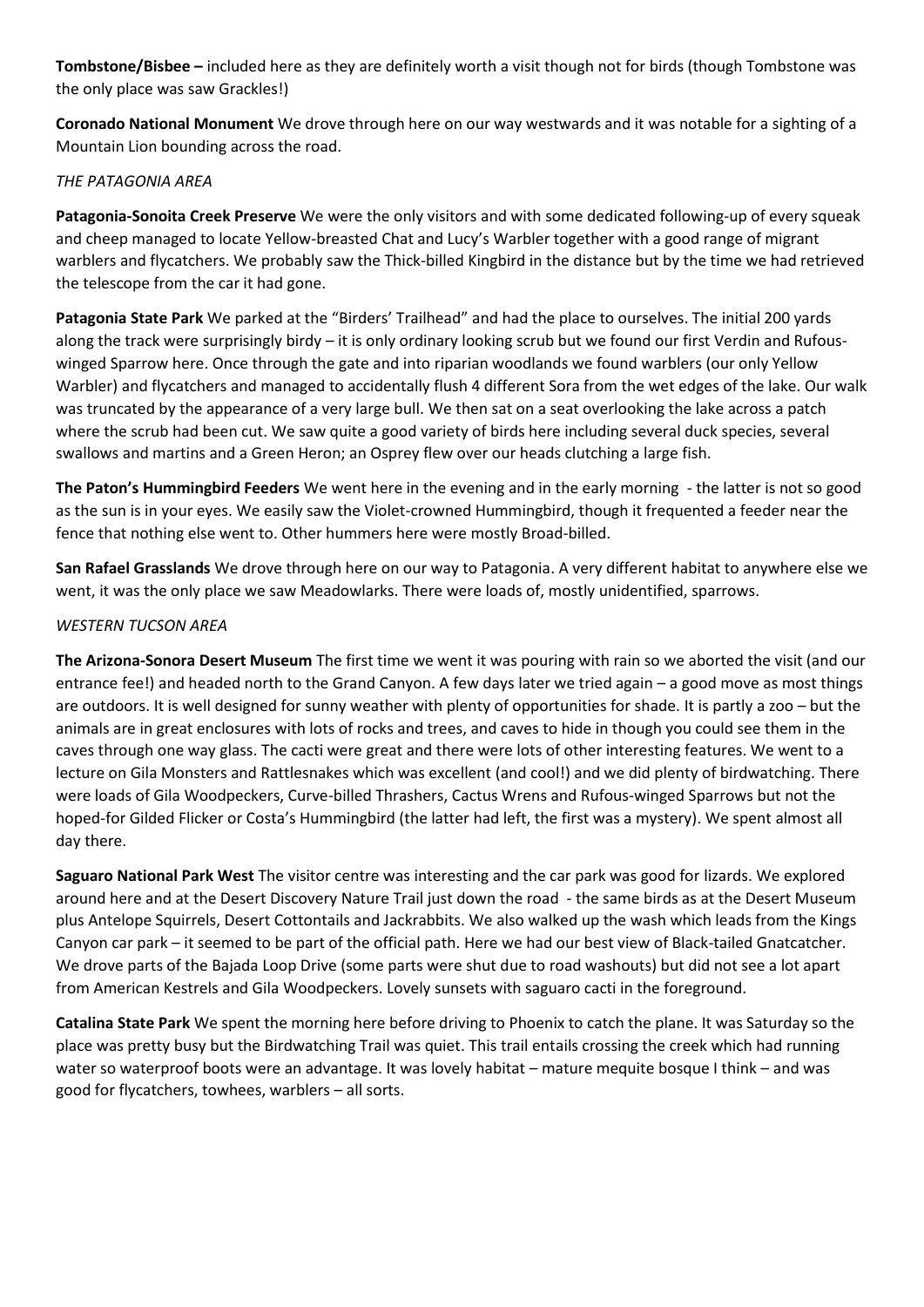**Tombstone/Bisbee –** included here as they are definitely worth a visit though not for birds (though Tombstone was the only place was saw Grackles!)

**Coronado National Monument** We drove through here on our way westwards and it was notable for a sighting of a Mountain Lion bounding across the road.

*THE PATAGONIA AREA*

**Patagonia-Sonoita Creek Preserve** We were the only visitors and with some dedicated following-up of every squeak and cheep managed to locate Yellow-breasted Chat and Lucy's Warbler together with a good range of migrant warblers and flycatchers. We probably saw the Thick-billed Kingbird in the distance but by the time we had retrieved the telescope from the car it had gone.

**Patagonia State Park** We parked at the "Birders' Trailhead" and had the place to ourselves. The initial 200 yards along the track were surprisingly birdy – it is only ordinary looking scrub but we found our first Verdin and Rufous-winged Sparrow here. Once through the gate and into riparian woodlands we found warblers (our only Yellow Warbler) and flycatchers and managed to accidentally flush 4 different Sora from the wet edges of the lake. Our walk was truncated by the appearance of a very large bull. We then sat on a seat overlooking the lake across a patch where the scrub had been cut. We saw quite a good variety of birds here including several duck species, several swallows and martins and a Green Heron; an Osprey flew over our heads clutching a large fish.

**The Paton's Hummingbird Feeders** We went here in the evening and in the early morning - the latter is not so good as the sun is in your eyes. We easily saw the Violet-crowned Hummingbird, though it frequented a feeder near the fence that nothing else went to. Other hummers here were mostly Broad-billed.

**San Rafael Grasslands** We drove through here on our way to Patagonia. A very different habitat to anywhere else we went, it was the only place we saw Meadowlarks. There were loads of, mostly unidentified, sparrows.

*WESTERN TUCSON AREA*

**The Arizona-Sonora Desert Museum** The first time we went it was pouring with rain so we aborted the visit (and our entrance fee!) and headed north to the Grand Canyon. A few days later we tried again – a good move as most things are outdoors. It is well designed for sunny weather with plenty of opportunities for shade. It is partly a zoo – but the animals are in great enclosures with lots of rocks and trees, and caves to hide in though you could see them in the caves through one way glass. The cacti were great and there were lots of other interesting features. We went to a lecture on Gila Monsters and Rattlesnakes which was excellent (and cool!) and we did plenty of birdwatching. There were loads of Gila Woodpeckers, Curve-billed Thrashers, Cactus Wrens and Rufous-winged Sparrows but not the hoped-for Gilded Flicker or Costa's Hummingbird (the latter had left, the first was a mystery). We spent almost all day there.

**Saguaro National Park West** The visitor centre was interesting and the car park was good for lizards. We explored around here and at the Desert Discovery Nature Trail just down the road - the same birds as at the Desert Museum plus Antelope Squirrels, Desert Cottontails and Jackrabbits. We also walked up the wash which leads from the Kings Canyon car park – it seemed to be part of the official path. Here we had our best view of Black-tailed Gnatcatcher. We drove parts of the Bajada Loop Drive (some parts were shut due to road washouts) but did not see a lot apart from American Kestrels and Gila Woodpeckers. Lovely sunsets with saguaro cacti in the foreground.

**Catalina State Park** We spent the morning here before driving to Phoenix to catch the plane. It was Saturday so the place was pretty busy but the Birdwatching Trail was quiet. This trail entails crossing the creek which had running water so waterproof boots were an advantage. It was lovely habitat – mature mequite bosque I think – and was good for flycatchers, towhees, warblers – all sorts.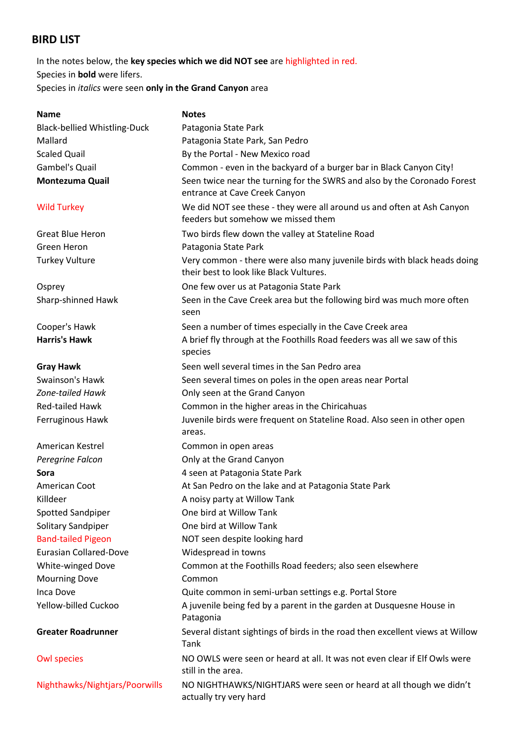## BIRD LIST

In the notes below, the **key species which we did NOT see** are highlighted in red.
Species in **bold** were lifers.
Species in *italics* were seen **only in the Grand Canyon** area

| Name | Notes |
| --- | --- |
| Black-bellied Whistling-Duck | Patagonia State Park |
| Mallard | Patagonia State Park, San Pedro |
| Scaled Quail | By the Portal - New Mexico road |
| Gambel's Quail | Common - even in the backyard of a burger bar in Black Canyon City! |
| **Montezuma Quail** | Seen twice near the turning for the SWRS and also by the Coronado Forest entrance at Cave Creek Canyon |
| Wild Turkey | We did NOT see these - they were all around us and often at Ash Canyon feeders but somehow we missed them |
| Great Blue Heron | Two birds flew down the valley at Stateline Road |
| Green Heron | Patagonia State Park |
| Turkey Vulture | Very common - there were also many juvenile birds with black heads doing their best to look like Black Vultures. |
| Osprey | One few over us at Patagonia State Park |
| Sharp-shinned Hawk | Seen in the Cave Creek area but the following bird was much more often seen |
| Cooper's Hawk | Seen a number of times especially in the Cave Creek area |
| **Harris's Hawk** | A brief fly through at the Foothills Road feeders was all we saw of this species |
| **Gray Hawk** | Seen well several times in the San Pedro area |
| Swainson's Hawk | Seen several times on poles in the open areas near Portal |
| *Zone-tailed Hawk* | Only seen at the Grand Canyon |
| Red-tailed Hawk | Common in the higher areas in the Chiricahuas |
| Ferruginous Hawk | Juvenile birds were frequent on Stateline Road. Also seen in other open areas. |
| American Kestrel | Common in open areas |
| *Peregrine Falcon* | Only at the Grand Canyon |
| **Sora** | 4 seen at Patagonia State Park |
| American Coot | At San Pedro on the lake and at Patagonia State Park |
| Killdeer | A noisy party at Willow Tank |
| Spotted Sandpiper | One bird at Willow Tank |
| Solitary Sandpiper | One bird at Willow Tank |
| Band-tailed Pigeon | NOT seen despite looking hard |
| Eurasian Collared-Dove | Widespread in towns |
| White-winged Dove | Common at the Foothills Road feeders; also seen elsewhere |
| Mourning Dove | Common |
| Inca Dove | Quite common in semi-urban settings e.g. Portal Store |
| Yellow-billed Cuckoo | A juvenile being fed by a parent in the garden at Dusquesne House in Patagonia |
| **Greater Roadrunner** | Several distant sightings of birds in the road then excellent views at Willow Tank |
| Owl species | NO OWLS were seen or heard at all. It was not even clear if Elf Owls were still in the area. |
| Nighthawks/Nightjars/Poorwills | NO NIGHTHAWKS/NIGHTJARS were seen or heard at all though we didn't actually try very hard |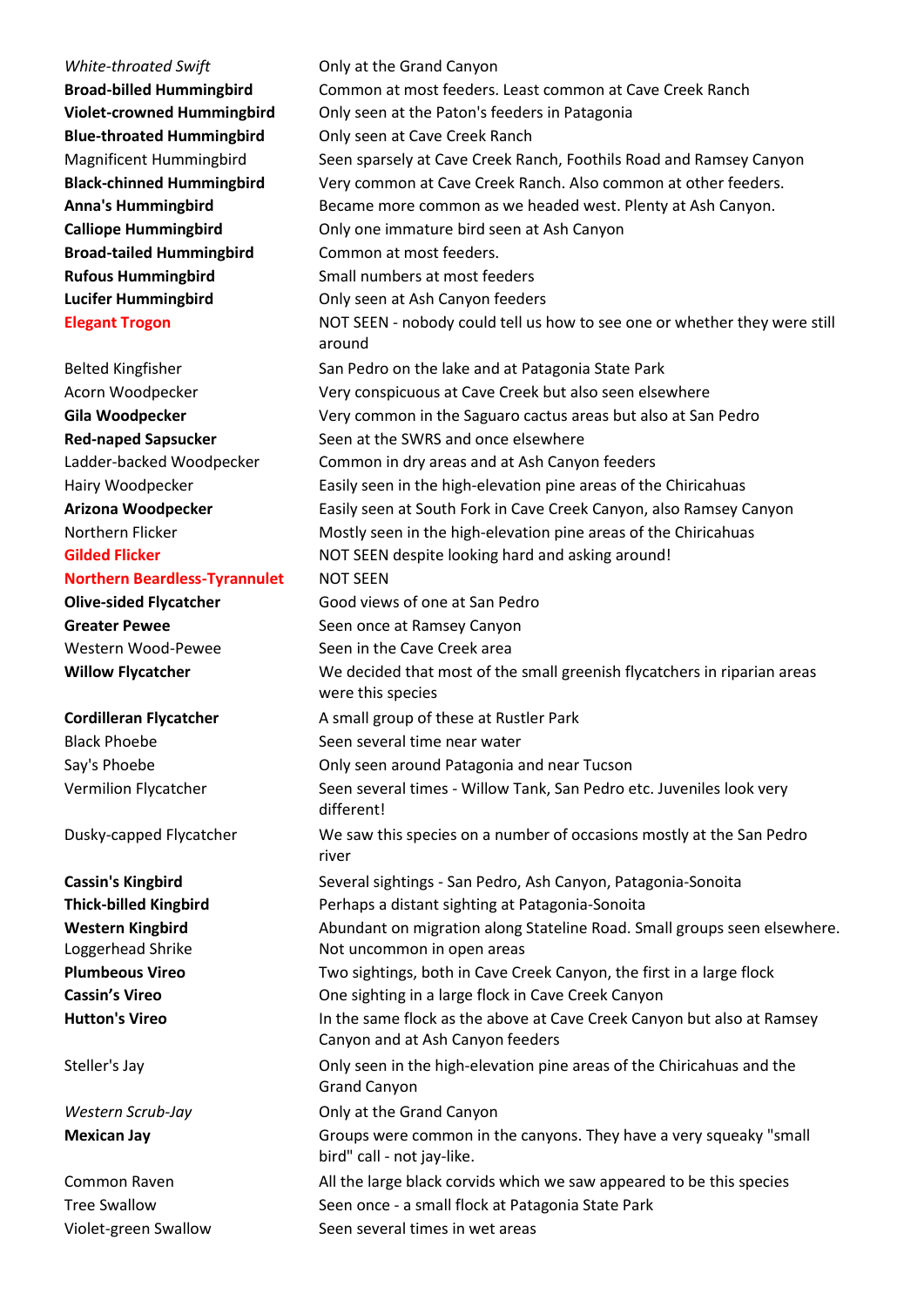| | |
|---|---|
| *White-throated Swift* | Only at the Grand Canyon |
| **Broad-billed Hummingbird** | Common at most feeders. Least common at Cave Creek Ranch |
| **Violet-crowned Hummingbird** | Only seen at the Paton's feeders in Patagonia |
| **Blue-throated Hummingbird** | Only seen at Cave Creek Ranch |
| Magnificent Hummingbird | Seen sparsely at Cave Creek Ranch, Foothils Road and Ramsey Canyon |
| **Black-chinned Hummingbird** | Very common at Cave Creek Ranch. Also common at other feeders. |
| **Anna's Hummingbird** | Became more common as we headed west. Plenty at Ash Canyon. |
| **Calliope Hummingbird** | Only one immature bird seen at Ash Canyon |
| **Broad-tailed Hummingbird** | Common at most feeders. |
| **Rufous Hummingbird** | Small numbers at most feeders |
| **Lucifer Hummingbird** | Only seen at Ash Canyon feeders |
| **Elegant Trogon** | NOT SEEN - nobody could tell us how to see one or whether they were still around |
| Belted Kingfisher | San Pedro on the lake and at Patagonia State Park |
| Acorn Woodpecker | Very conspicuous at Cave Creek but also seen elsewhere |
| **Gila Woodpecker** | Very common in the Saguaro cactus areas but also at San Pedro |
| **Red-naped Sapsucker** | Seen at the SWRS and once elsewhere |
| Ladder-backed Woodpecker | Common in dry areas and at Ash Canyon feeders |
| Hairy Woodpecker | Easily seen in the high-elevation pine areas of the Chiricahuas |
| **Arizona Woodpecker** | Easily seen at South Fork in Cave Creek Canyon, also Ramsey Canyon |
| Northern Flicker | Mostly seen in the high-elevation pine areas of the Chiricahuas |
| **Gilded Flicker** | NOT SEEN despite looking hard and asking around! |
| **Northern Beardless-Tyrannulet** | NOT SEEN |
| **Olive-sided Flycatcher** | Good views of one at San Pedro |
| **Greater Pewee** | Seen once at Ramsey Canyon |
| Western Wood-Pewee | Seen in the Cave Creek area |
| **Willow Flycatcher** | We decided that most of the small greenish flycatchers in riparian areas were this species |
| **Cordilleran Flycatcher** | A small group of these at Rustler Park |
| Black Phoebe | Seen several time near water |
| Say's Phoebe | Only seen around Patagonia and near Tucson |
| Vermilion Flycatcher | Seen several times - Willow Tank, San Pedro etc. Juveniles look very different! |
| Dusky-capped Flycatcher | We saw this species on a number of occasions mostly at the San Pedro river |
| **Cassin's Kingbird** | Several sightings - San Pedro, Ash Canyon, Patagonia-Sonoita |
| **Thick-billed Kingbird** | Perhaps a distant sighting at Patagonia-Sonoita |
| **Western Kingbird** | Abundant on migration along Stateline Road. Small groups seen elsewhere. |
| Loggerhead Shrike | Not uncommon in open areas |
| **Plumbeous Vireo** | Two sightings, both in Cave Creek Canyon, the first in a large flock |
| **Cassin's Vireo** | One sighting in a large flock in Cave Creek Canyon |
| **Hutton's Vireo** | In the same flock as the above at Cave Creek Canyon but also at Ramsey Canyon and at Ash Canyon feeders |
| Steller's Jay | Only seen in the high-elevation pine areas of the Chiricahuas and the Grand Canyon |
| *Western Scrub-Jay* | Only at the Grand Canyon |
| **Mexican Jay** | Groups were common in the canyons. They have a very squeaky "small bird" call - not jay-like. |
| Common Raven | All the large black corvids which we saw appeared to be this species |
| Tree Swallow | Seen once - a small flock at Patagonia State Park |
| Violet-green Swallow | Seen several times in wet areas |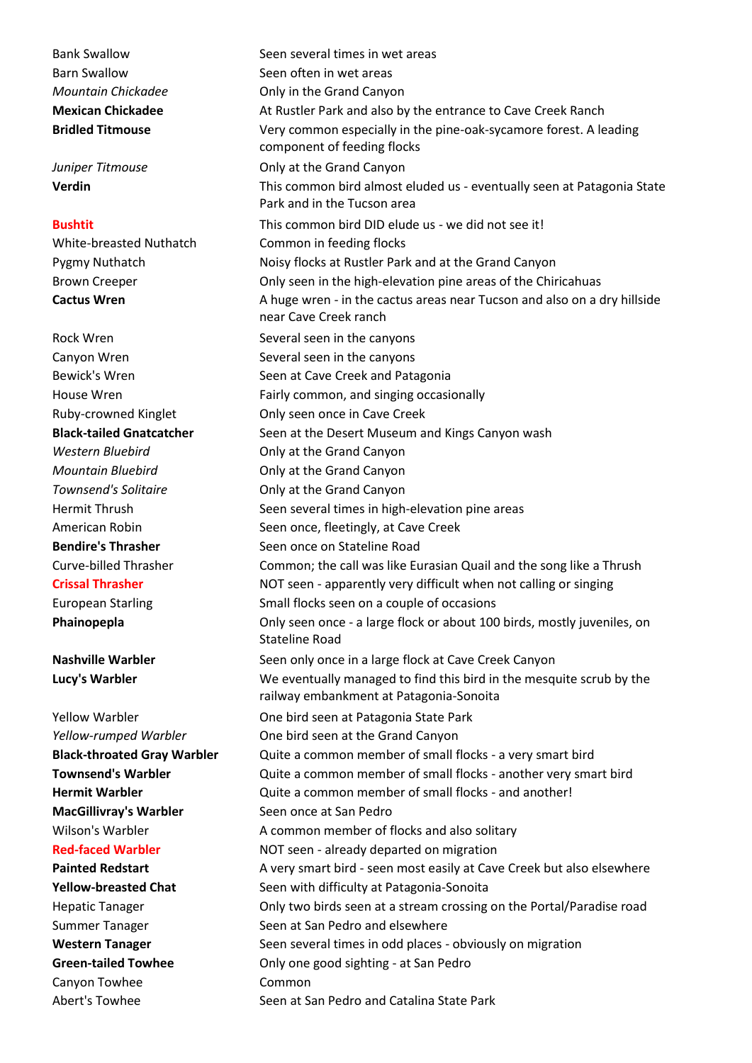| | |
|---|---|
| Bank Swallow | Seen several times in wet areas |
| Barn Swallow | Seen often in wet areas |
| *Mountain Chickadee* | Only in the Grand Canyon |
| **Mexican Chickadee** | At Rustler Park and also by the entrance to Cave Creek Ranch |
| **Bridled Titmouse** | Very common especially in the pine-oak-sycamore forest. A leading component of feeding flocks |
| *Juniper Titmouse* | Only at the Grand Canyon |
| **Verdin** | This common bird almost eluded us - eventually seen at Patagonia State Park and in the Tucson area |
| **Bushtit** | This common bird DID elude us - we did not see it! |
| White-breasted Nuthatch | Common in feeding flocks |
| Pygmy Nuthatch | Noisy flocks at Rustler Park and at the Grand Canyon |
| Brown Creeper | Only seen in the high-elevation pine areas of the Chiricahuas |
| **Cactus Wren** | A huge wren - in the cactus areas near Tucson and also on a dry hillside near Cave Creek ranch |
| Rock Wren | Several seen in the canyons |
| Canyon Wren | Several seen in the canyons |
| Bewick's Wren | Seen at Cave Creek and Patagonia |
| House Wren | Fairly common, and singing occasionally |
| Ruby-crowned Kinglet | Only seen once in Cave Creek |
| **Black-tailed Gnatcatcher** | Seen at the Desert Museum and Kings Canyon wash |
| *Western Bluebird* | Only at the Grand Canyon |
| *Mountain Bluebird* | Only at the Grand Canyon |
| *Townsend's Solitaire* | Only at the Grand Canyon |
| Hermit Thrush | Seen several times in high-elevation pine areas |
| American Robin | Seen once, fleetingly, at Cave Creek |
| **Bendire's Thrasher** | Seen once on Stateline Road |
| Curve-billed Thrasher | Common; the call was like Eurasian Quail and the song like a Thrush |
| **Crissal Thrasher** | NOT seen - apparently very difficult when not calling or singing |
| European Starling | Small flocks seen on a couple of occasions |
| **Phainopepla** | Only seen once - a large flock or about 100 birds, mostly juveniles, on Stateline Road |
| **Nashville Warbler** | Seen only once in a large flock at Cave Creek Canyon |
| **Lucy's Warbler** | We eventually managed to find this bird in the mesquite scrub by the railway embankment at Patagonia-Sonoita |
| Yellow Warbler | One bird seen at Patagonia State Park |
| *Yellow-rumped Warbler* | One bird seen at the Grand Canyon |
| **Black-throated Gray Warbler** | Quite a common member of small flocks - a very smart bird |
| **Townsend's Warbler** | Quite a common member of small flocks - another very smart bird |
| **Hermit Warbler** | Quite a common member of small flocks - and another! |
| **MacGillivray's Warbler** | Seen once at San Pedro |
| Wilson's Warbler | A common member of flocks and also solitary |
| **Red-faced Warbler** | NOT seen - already departed on migration |
| **Painted Redstart** | A very smart bird - seen most easily at Cave Creek but also elsewhere |
| **Yellow-breasted Chat** | Seen with difficulty at Patagonia-Sonoita |
| Hepatic Tanager | Only two birds seen at a stream crossing on the Portal/Paradise road |
| Summer Tanager | Seen at San Pedro and elsewhere |
| **Western Tanager** | Seen several times in odd places - obviously on migration |
| **Green-tailed Towhee** | Only one good sighting - at San Pedro |
| Canyon Towhee | Common |
| Abert's Towhee | Seen at San Pedro and Catalina State Park |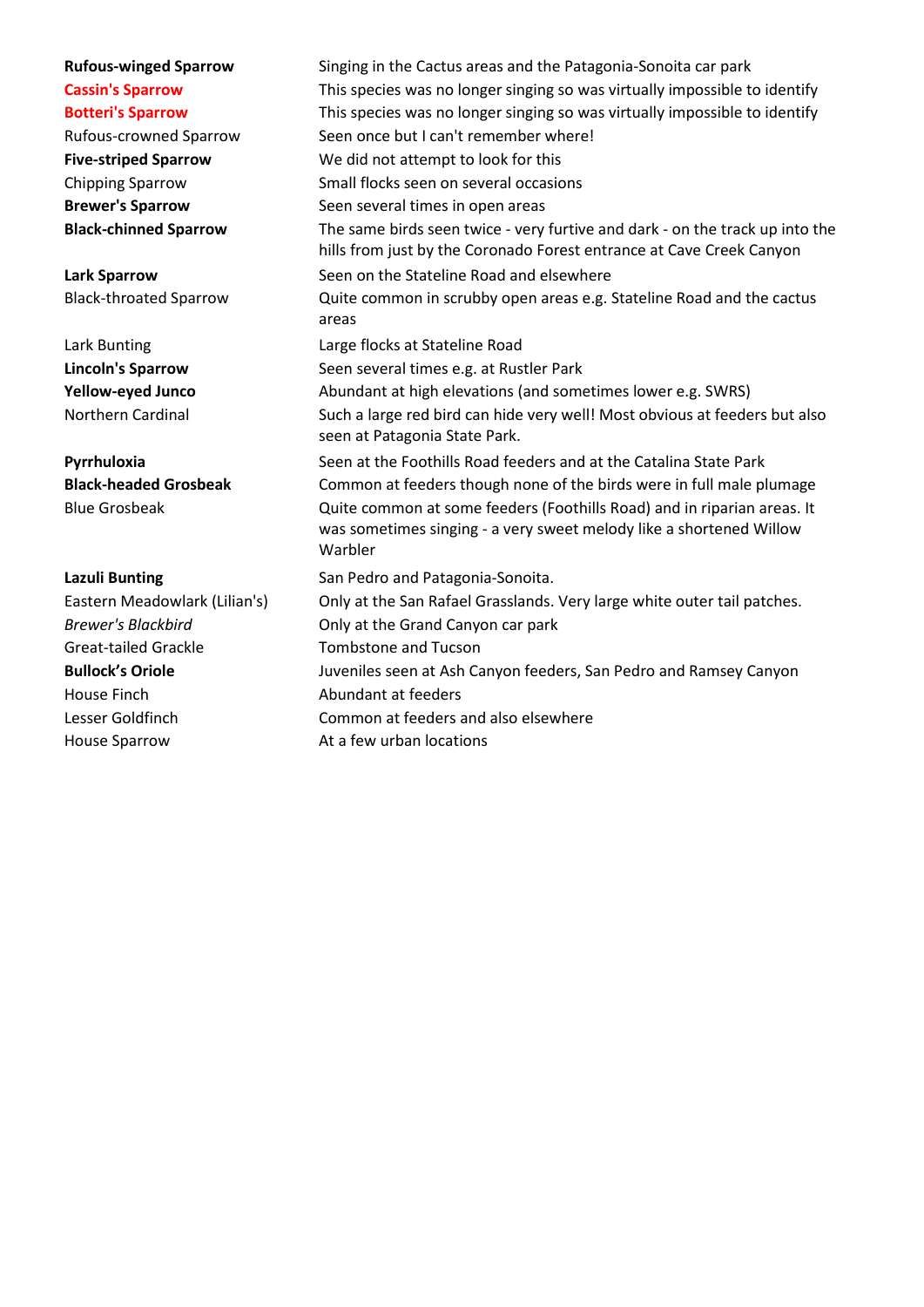| | |
|---|---|
| **Rufous-winged Sparrow** | Singing in the Cactus areas and the Patagonia-Sonoita car park |
| **Cassin's Sparrow** | This species was no longer singing so was virtually impossible to identify |
| **Botteri's Sparrow** | This species was no longer singing so was virtually impossible to identify |
| Rufous-crowned Sparrow | Seen once but I can't remember where! |
| **Five-striped Sparrow** | We did not attempt to look for this |
| Chipping Sparrow | Small flocks seen on several occasions |
| **Brewer's Sparrow** | Seen several times in open areas |
| **Black-chinned Sparrow** | The same birds seen twice - very furtive and dark - on the track up into the hills from just by the Coronado Forest entrance at Cave Creek Canyon |
| **Lark Sparrow** | Seen on the Stateline Road and elsewhere |
| Black-throated Sparrow | Quite common in scrubby open areas e.g. Stateline Road and the cactus areas |
| Lark Bunting | Large flocks at Stateline Road |
| **Lincoln's Sparrow** | Seen several times e.g. at Rustler Park |
| **Yellow-eyed Junco** | Abundant at high elevations (and sometimes lower e.g. SWRS) |
| Northern Cardinal | Such a large red bird can hide very well! Most obvious at feeders but also seen at Patagonia State Park. |
| **Pyrrhuloxia** | Seen at the Foothills Road feeders and at the Catalina State Park |
| **Black-headed Grosbeak** | Common at feeders though none of the birds were in full male plumage |
| Blue Grosbeak | Quite common at some feeders (Foothills Road) and in riparian areas. It was sometimes singing - a very sweet melody like a shortened Willow Warbler |
| **Lazuli Bunting** | San Pedro and Patagonia-Sonoita. |
| Eastern Meadowlark (Lilian's) | Only at the San Rafael Grasslands. Very large white outer tail patches. |
| *Brewer's Blackbird* | Only at the Grand Canyon car park |
| Great-tailed Grackle | Tombstone and Tucson |
| **Bullock's Oriole** | Juveniles seen at Ash Canyon feeders, San Pedro and Ramsey Canyon |
| House Finch | Abundant at feeders |
| Lesser Goldfinch | Common at feeders and also elsewhere |
| House Sparrow | At a few urban locations |